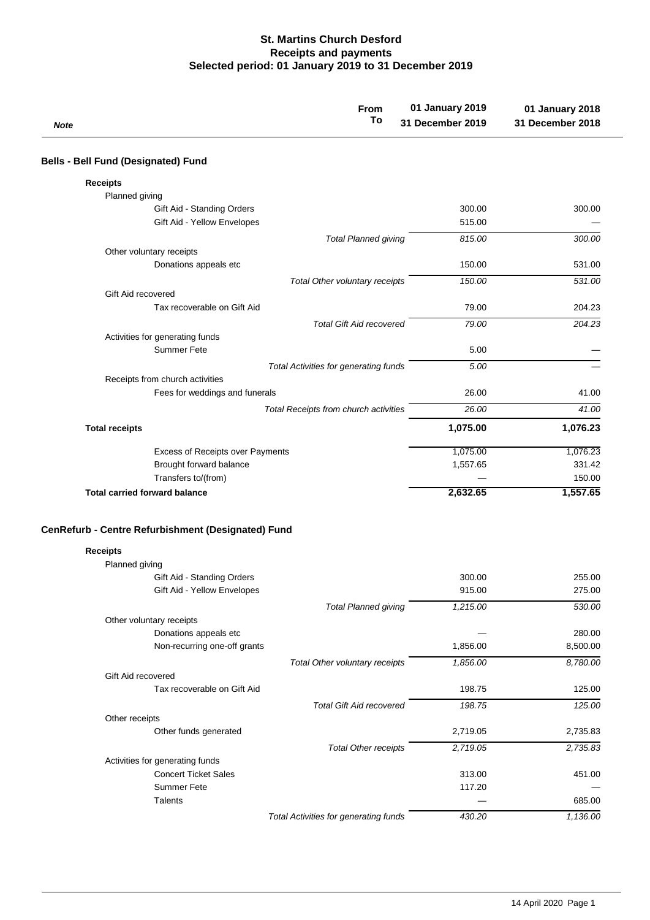# St. Martins Church Desford
## Receipts and payments
### Selected period: 01 January 2019 to 31 December 2019

| Note | From / To | 01 January 2019 – 31 December 2019 | 01 January 2018 – 31 December 2018 |
|---|---|---|---|

## Bells - Bell Fund (Designated) Fund

| | | 2019 | 2018 |
|---|---|---|---|
| **Receipts** | | | |
| Planned giving | | | |
| Gift Aid - Standing Orders | | 300.00 | 300.00 |
| Gift Aid - Yellow Envelopes | | 515.00 | — |
| | *Total Planned giving* | *815.00* | *300.00* |
| Other voluntary receipts | | | |
| Donations appeals etc | | 150.00 | 531.00 |
| | *Total Other voluntary receipts* | *150.00* | *531.00* |
| Gift Aid recovered | | | |
| Tax recoverable on Gift Aid | | 79.00 | 204.23 |
| | *Total Gift Aid recovered* | *79.00* | *204.23* |
| Activities for generating funds | | | |
| Summer Fete | | 5.00 | — |
| | *Total Activities for generating funds* | *5.00* | — |
| Receipts from church activities | | | |
| Fees for weddings and funerals | | 26.00 | 41.00 |
| | *Total Receipts from church activities* | *26.00* | *41.00* |
| **Total receipts** | | **1,075.00** | **1,076.23** |
| Excess of Receipts over Payments | | 1,075.00 | 1,076.23 |
| Brought forward balance | | 1,557.65 | 331.42 |
| Transfers to/(from) | | — | 150.00 |
| **Total carried forward balance** | | **2,632.65** | **1,557.65** |

## CenRefurb - Centre Refurbishment (Designated) Fund

| | | 2019 | 2018 |
|---|---|---|---|
| **Receipts** | | | |
| Planned giving | | | |
| Gift Aid - Standing Orders | | 300.00 | 255.00 |
| Gift Aid - Yellow Envelopes | | 915.00 | 275.00 |
| | *Total Planned giving* | *1,215.00* | *530.00* |
| Other voluntary receipts | | | |
| Donations appeals etc | | — | 280.00 |
| Non-recurring one-off grants | | 1,856.00 | 8,500.00 |
| | *Total Other voluntary receipts* | *1,856.00* | *8,780.00* |
| Gift Aid recovered | | | |
| Tax recoverable on Gift Aid | | 198.75 | 125.00 |
| | *Total Gift Aid recovered* | *198.75* | *125.00* |
| Other receipts | | | |
| Other funds generated | | 2,719.05 | 2,735.83 |
| | *Total Other receipts* | *2,719.05* | *2,735.83* |
| Activities for generating funds | | | |
| Concert Ticket Sales | | 313.00 | 451.00 |
| Summer Fete | | 117.20 | — |
| Talents | | — | 685.00 |
| | *Total Activities for generating funds* | *430.20* | *1,136.00* |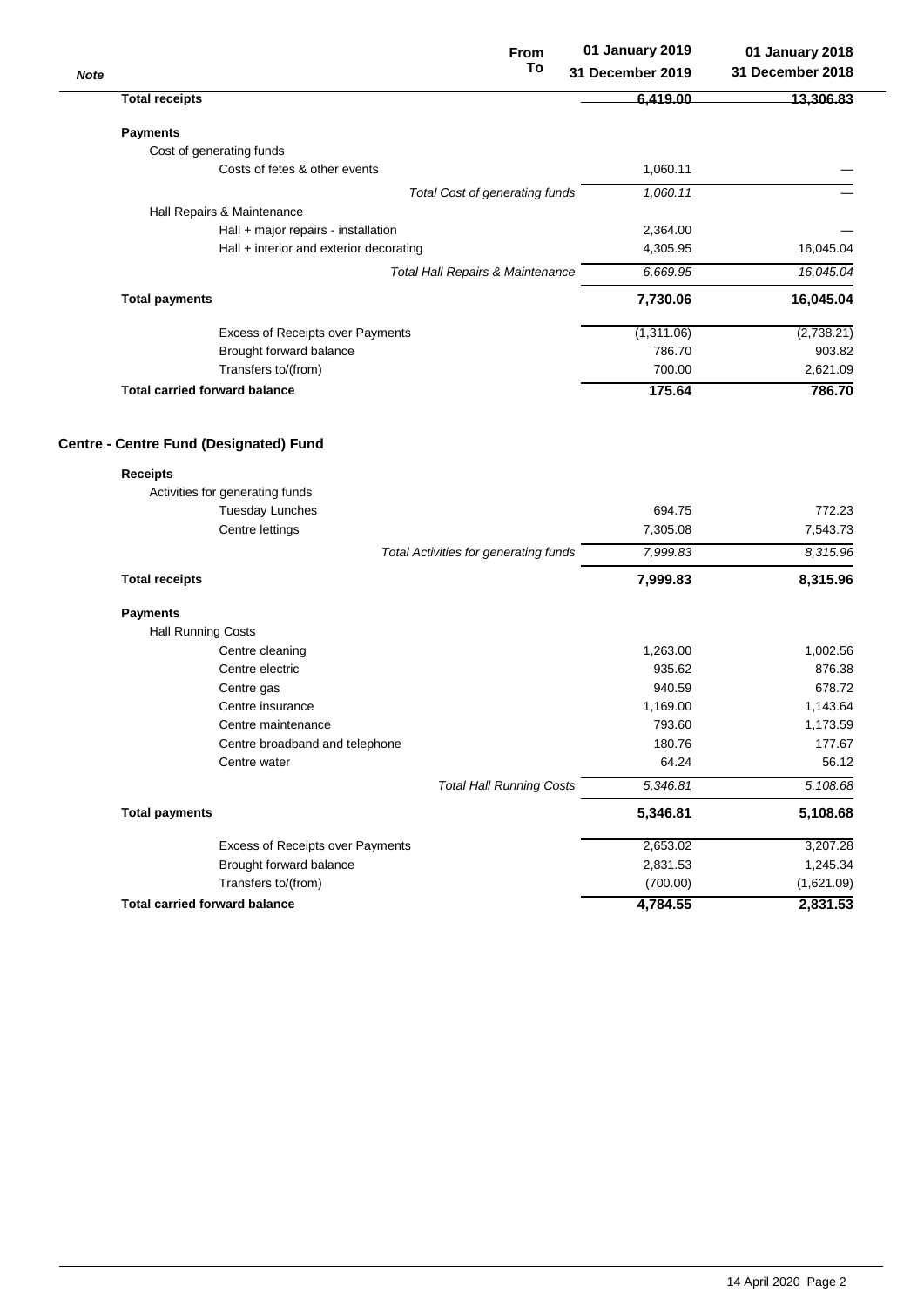| Note | From / To | 01 January 2019 / 31 December 2019 | 01 January 2018 / 31 December 2018 |
|---|---|---|---|
| | **Total receipts** | **6,419.00** | **13,306.83** |
| | **Payments** | | |
| | Cost of generating funds | | |
| | Costs of fetes & other events | 1,060.11 | — |
| | *Total Cost of generating funds* | *1,060.11* | *—* |
| | Hall Repairs & Maintenance | | |
| | Hall + major repairs - installation | 2,364.00 | — |
| | Hall + interior and exterior decorating | 4,305.95 | 16,045.04 |
| | *Total Hall Repairs & Maintenance* | *6,669.95* | *16,045.04* |
| | **Total payments** | **7,730.06** | **16,045.04** |
| | Excess of Receipts over Payments | (1,311.06) | (2,738.21) |
| | Brought forward balance | 786.70 | 903.82 |
| | Transfers to/(from) | 700.00 | 2,621.09 |
| | **Total carried forward balance** | **175.64** | **786.70** |

## Centre - Centre Fund (Designated) Fund

| | 01 January 2019 - 31 December 2019 | 01 January 2018 - 31 December 2018 |
|---|---|---|
| **Receipts** | | |
| Activities for generating funds | | |
| Tuesday Lunches | 694.75 | 772.23 |
| Centre lettings | 7,305.08 | 7,543.73 |
| *Total Activities for generating funds* | *7,999.83* | *8,315.96* |
| **Total receipts** | **7,999.83** | **8,315.96** |
| **Payments** | | |
| Hall Running Costs | | |
| Centre cleaning | 1,263.00 | 1,002.56 |
| Centre electric | 935.62 | 876.38 |
| Centre gas | 940.59 | 678.72 |
| Centre insurance | 1,169.00 | 1,143.64 |
| Centre maintenance | 793.60 | 1,173.59 |
| Centre broadband and telephone | 180.76 | 177.67 |
| Centre water | 64.24 | 56.12 |
| *Total Hall Running Costs* | *5,346.81* | *5,108.68* |
| **Total payments** | **5,346.81** | **5,108.68** |
| Excess of Receipts over Payments | 2,653.02 | 3,207.28 |
| Brought forward balance | 2,831.53 | 1,245.34 |
| Transfers to/(from) | (700.00) | (1,621.09) |
| **Total carried forward balance** | **4,784.55** | **2,831.53** |

14 April 2020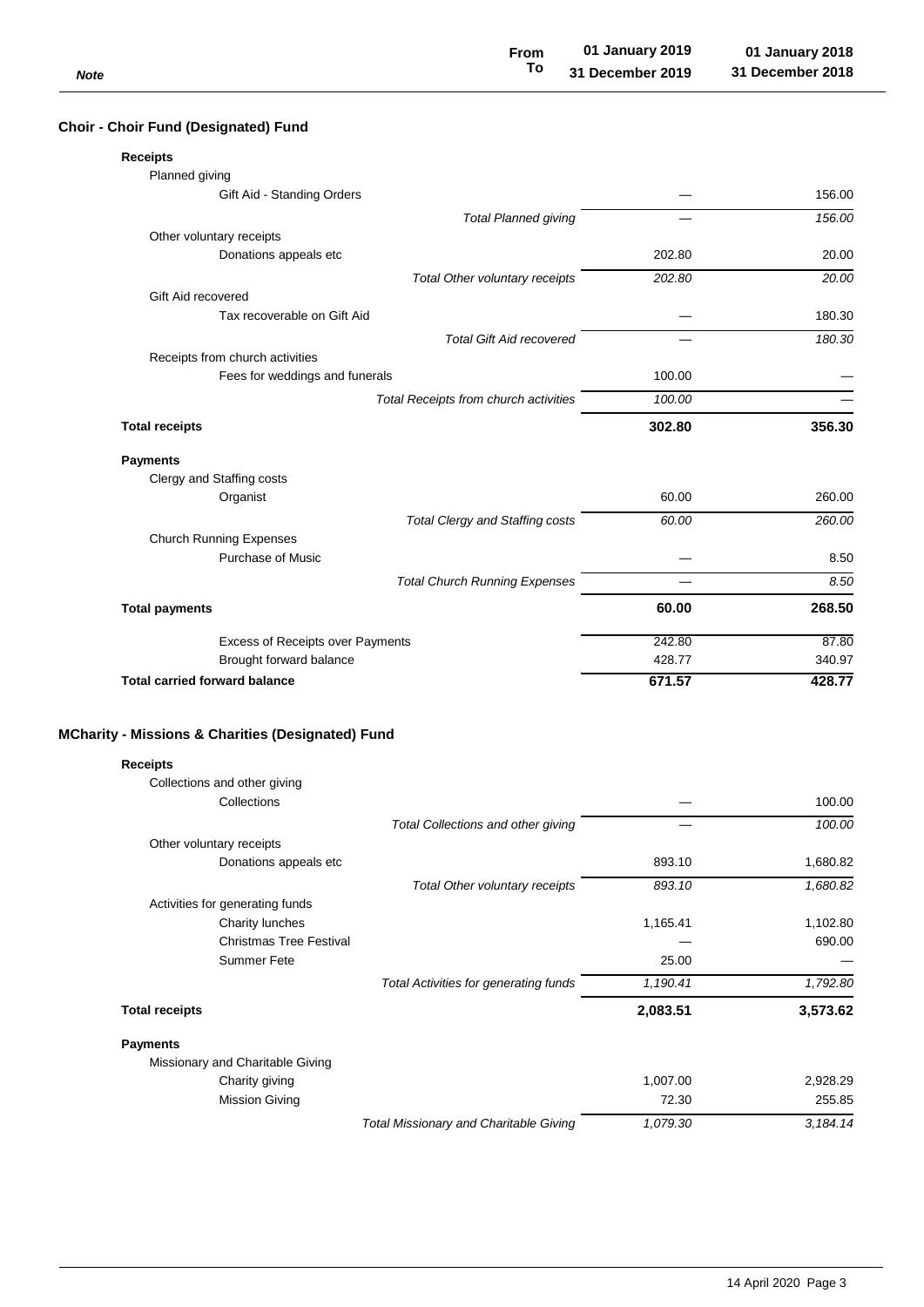| Note | From / To | 01 January 2019 / 31 December 2019 | 01 January 2018 / 31 December 2018 |
|---|---|---|---|

## Choir - Choir Fund (Designated) Fund

| | 2019 | 2018 |
|---|---|---|
| **Receipts** | | |
| Planned giving | | |
| Gift Aid - Standing Orders | — | 156.00 |
| *Total Planned giving* | *—* | *156.00* |
| Other voluntary receipts | | |
| Donations appeals etc | 202.80 | 20.00 |
| *Total Other voluntary receipts* | *202.80* | *20.00* |
| Gift Aid recovered | | |
| Tax recoverable on Gift Aid | — | 180.30 |
| *Total Gift Aid recovered* | *—* | *180.30* |
| Receipts from church activities | | |
| Fees for weddings and funerals | 100.00 | — |
| *Total Receipts from church activities* | *100.00* | *—* |
| **Total receipts** | **302.80** | **356.30** |
| **Payments** | | |
| Clergy and Staffing costs | | |
| Organist | 60.00 | 260.00 |
| *Total Clergy and Staffing costs* | *60.00* | *260.00* |
| Church Running Expenses | | |
| Purchase of Music | — | 8.50 |
| *Total Church Running Expenses* | *—* | *8.50* |
| **Total payments** | **60.00** | **268.50** |
| Excess of Receipts over Payments | 242.80 | 87.80 |
| Brought forward balance | 428.77 | 340.97 |
| **Total carried forward balance** | **671.57** | **428.77** |

## MCharity - Missions & Charities (Designated) Fund

| | 2019 | 2018 |
|---|---|---|
| **Receipts** | | |
| Collections and other giving | | |
| Collections | — | 100.00 |
| *Total Collections and other giving* | *—* | *100.00* |
| Other voluntary receipts | | |
| Donations appeals etc | 893.10 | 1,680.82 |
| *Total Other voluntary receipts* | *893.10* | *1,680.82* |
| Activities for generating funds | | |
| Charity lunches | 1,165.41 | 1,102.80 |
| Christmas Tree Festival | — | 690.00 |
| Summer Fete | 25.00 | — |
| *Total Activities for generating funds* | *1,190.41* | *1,792.80* |
| **Total receipts** | **2,083.51** | **3,573.62** |
| **Payments** | | |
| Missionary and Charitable Giving | | |
| Charity giving | 1,007.00 | 2,928.29 |
| Mission Giving | 72.30 | 255.85 |
| *Total Missionary and Charitable Giving* | *1,079.30* | *3,184.14* |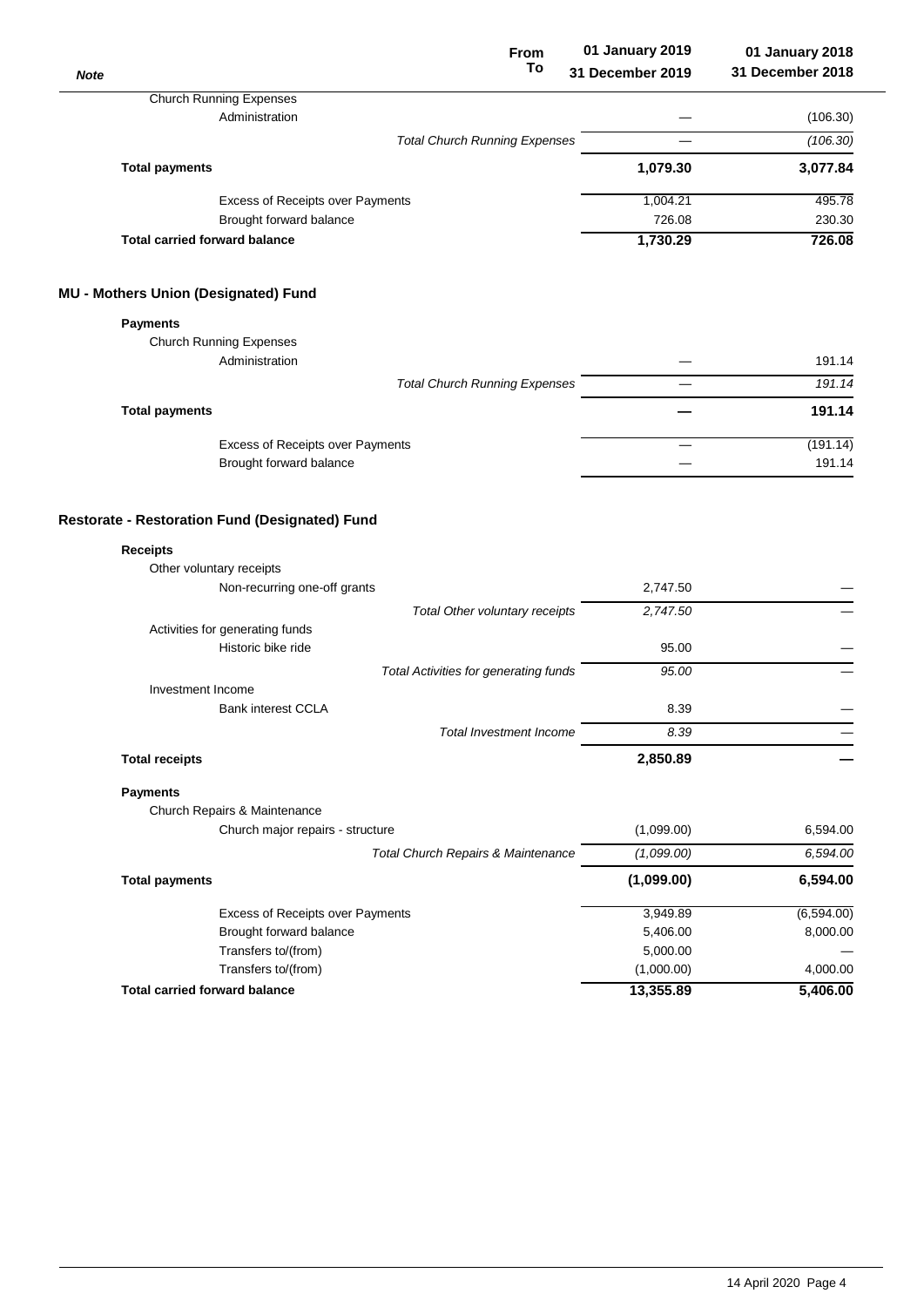| Note | From / To | 01 January 2019 / 31 December 2019 | 01 January 2018 / 31 December 2018 |
|---|---|---|---|
| | Church Running Expenses | | |
| | Administration | — | (106.30) |
| | *Total Church Running Expenses* | — | *(106.30)* |
| | **Total payments** | **1,079.30** | **3,077.84** |
| | Excess of Receipts over Payments | 1,004.21 | 495.78 |
| | Brought forward balance | 726.08 | 230.30 |
| | **Total carried forward balance** | **1,730.29** | **726.08** |

## MU - Mothers Union (Designated) Fund

| | | 01 January 2019 / 31 December 2019 | 01 January 2018 / 31 December 2018 |
|---|---|---|---|
| **Payments** | | | |
| | Church Running Expenses | | |
| | Administration | — | 191.14 |
| | *Total Church Running Expenses* | — | *191.14* |
| **Total payments** | | **—** | **191.14** |
| | Excess of Receipts over Payments | — | (191.14) |
| | Brought forward balance | — | 191.14 |

## Restorate - Restoration Fund (Designated) Fund

| | | 01 January 2019 / 31 December 2019 | 01 January 2018 / 31 December 2018 |
|---|---|---|---|
| **Receipts** | | | |
| | Other voluntary receipts | | |
| | Non-recurring one-off grants | 2,747.50 | — |
| | *Total Other voluntary receipts* | *2,747.50* | — |
| | Activities for generating funds | | |
| | Historic bike ride | 95.00 | — |
| | *Total Activities for generating funds* | *95.00* | — |
| | Investment Income | | |
| | Bank interest CCLA | 8.39 | — |
| | *Total Investment Income* | *8.39* | — |
| **Total receipts** | | **2,850.89** | **—** |
| **Payments** | | | |
| | Church Repairs & Maintenance | | |
| | Church major repairs - structure | (1,099.00) | 6,594.00 |
| | *Total Church Repairs & Maintenance* | *(1,099.00)* | *6,594.00* |
| **Total payments** | | **(1,099.00)** | **6,594.00** |
| | Excess of Receipts over Payments | 3,949.89 | (6,594.00) |
| | Brought forward balance | 5,406.00 | 8,000.00 |
| | Transfers to/(from) | 5,000.00 | — |
| | Transfers to/(from) | (1,000.00) | 4,000.00 |
| **Total carried forward balance** | | **13,355.89** | **5,406.00** |

14 April 2020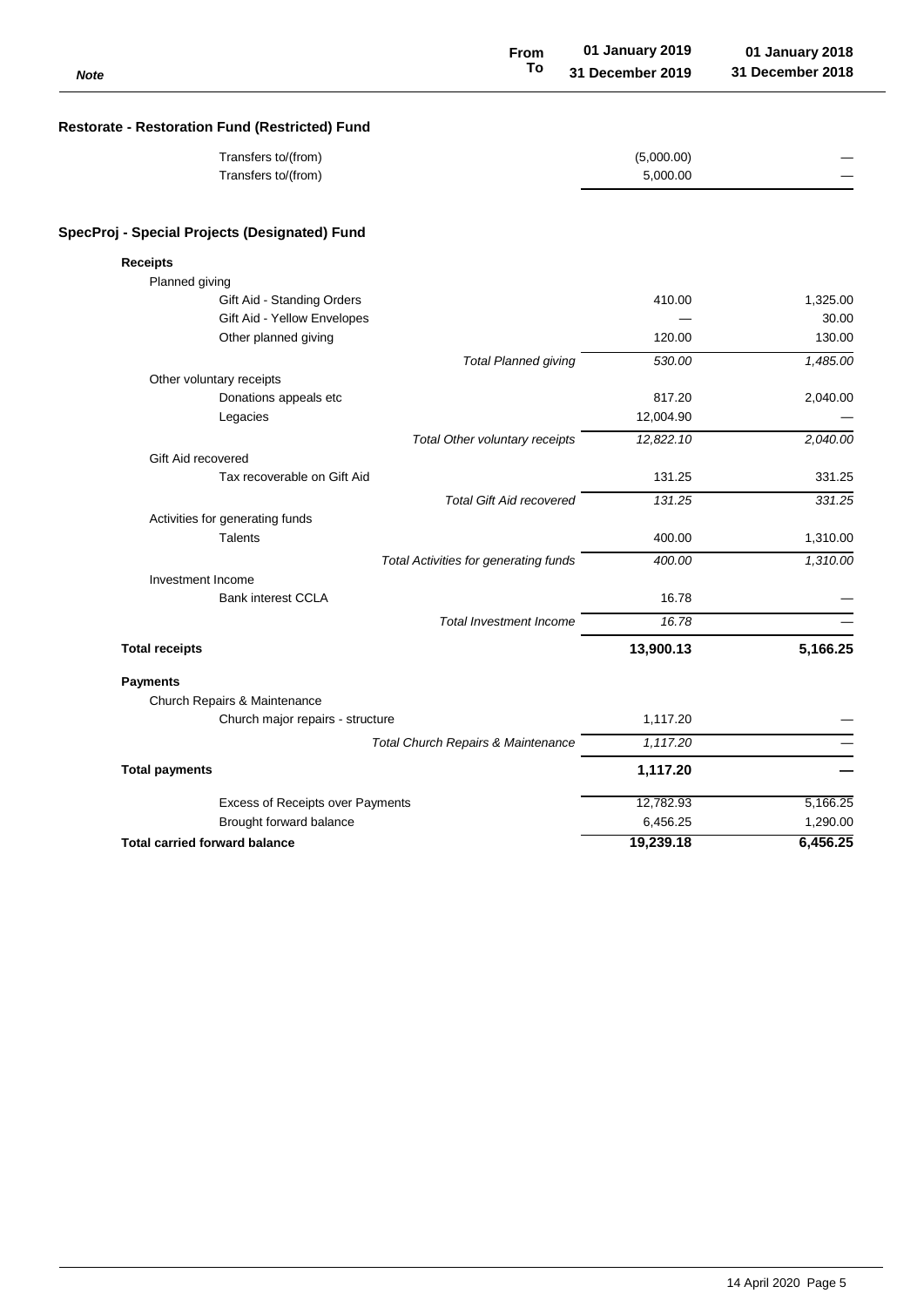| Note | From / To | 01 January 2019 / 31 December 2019 | 01 January 2018 / 31 December 2018 |
|---|---|---|---|
| **Restorate - Restoration Fund (Restricted) Fund** | | | |
| Transfers to/(from) | | (5,000.00) | — |
| Transfers to/(from) | | 5,000.00 | — |
| **SpecProj - Special Projects (Designated) Fund** | | | |
| **Receipts** | | | |
| Planned giving | | | |
| Gift Aid - Standing Orders | | 410.00 | 1,325.00 |
| Gift Aid - Yellow Envelopes | | — | 30.00 |
| Other planned giving | | 120.00 | 130.00 |
| | *Total Planned giving* | *530.00* | *1,485.00* |
| Other voluntary receipts | | | |
| Donations appeals etc | | 817.20 | 2,040.00 |
| Legacies | | 12,004.90 | — |
| | *Total Other voluntary receipts* | *12,822.10* | *2,040.00* |
| Gift Aid recovered | | | |
| Tax recoverable on Gift Aid | | 131.25 | 331.25 |
| | *Total Gift Aid recovered* | *131.25* | *331.25* |
| Activities for generating funds | | | |
| Talents | | 400.00 | 1,310.00 |
| | *Total Activities for generating funds* | *400.00* | *1,310.00* |
| Investment Income | | | |
| Bank interest CCLA | | 16.78 | — |
| | *Total Investment Income* | *16.78* | — |
| **Total receipts** | | **13,900.13** | **5,166.25** |
| **Payments** | | | |
| Church Repairs & Maintenance | | | |
| Church major repairs - structure | | 1,117.20 | — |
| | *Total Church Repairs & Maintenance* | *1,117.20* | — |
| **Total payments** | | **1,117.20** | **—** |
| Excess of Receipts over Payments | | 12,782.93 | 5,166.25 |
| Brought forward balance | | 6,456.25 | 1,290.00 |
| **Total carried forward balance** | | **19,239.18** | **6,456.25** |

14 April 2020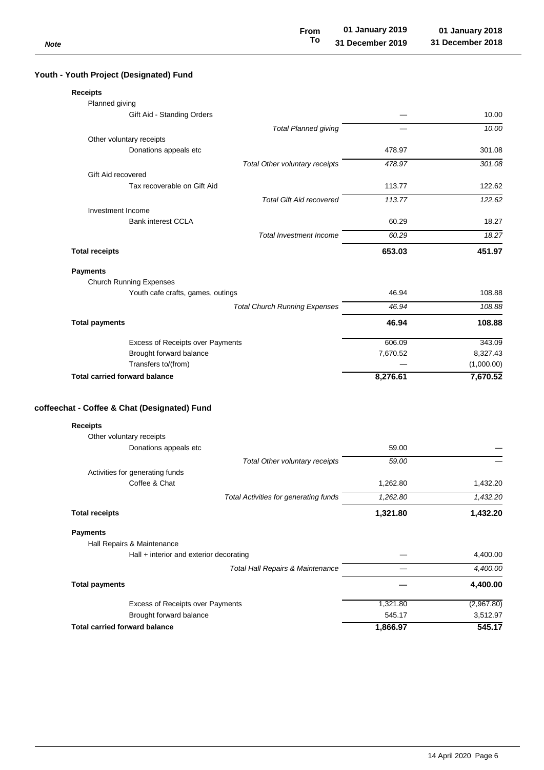| Note | From / To | 01 January 2019 / 31 December 2019 | 01 January 2018 / 31 December 2018 |
|---|---|---|---|

## Youth - Youth Project (Designated) Fund

| | | 2019 | 2018 |
|---|---|---|---|
| **Receipts** | | | |
| Planned giving | | | |
| Gift Aid - Standing Orders | | — | 10.00 |
| | *Total Planned giving* | *—* | *10.00* |
| Other voluntary receipts | | | |
| Donations appeals etc | | 478.97 | 301.08 |
| | *Total Other voluntary receipts* | *478.97* | *301.08* |
| Gift Aid recovered | | | |
| Tax recoverable on Gift Aid | | 113.77 | 122.62 |
| | *Total Gift Aid recovered* | *113.77* | *122.62* |
| Investment Income | | | |
| Bank interest CCLA | | 60.29 | 18.27 |
| | *Total Investment Income* | *60.29* | *18.27* |
| **Total receipts** | | **653.03** | **451.97** |
| **Payments** | | | |
| Church Running Expenses | | | |
| Youth cafe crafts, games, outings | | 46.94 | 108.88 |
| | *Total Church Running Expenses* | *46.94* | *108.88* |
| **Total payments** | | **46.94** | **108.88** |
| Excess of Receipts over Payments | | 606.09 | 343.09 |
| Brought forward balance | | 7,670.52 | 8,327.43 |
| Transfers to/(from) | | — | (1,000.00) |
| **Total carried forward balance** | | **8,276.61** | **7,670.52** |

## coffeechat - Coffee & Chat (Designated) Fund

| | | 2019 | 2018 |
|---|---|---|---|
| **Receipts** | | | |
| Other voluntary receipts | | | |
| Donations appeals etc | | 59.00 | — |
| | *Total Other voluntary receipts* | *59.00* | *—* |
| Activities for generating funds | | | |
| Coffee & Chat | | 1,262.80 | 1,432.20 |
| | *Total Activities for generating funds* | *1,262.80* | *1,432.20* |
| **Total receipts** | | **1,321.80** | **1,432.20** |
| **Payments** | | | |
| Hall Repairs & Maintenance | | | |
| Hall + interior and exterior decorating | | — | 4,400.00 |
| | *Total Hall Repairs & Maintenance* | *—* | *4,400.00* |
| **Total payments** | | **—** | **4,400.00** |
| Excess of Receipts over Payments | | 1,321.80 | (2,967.80) |
| Brought forward balance | | 545.17 | 3,512.97 |
| **Total carried forward balance** | | **1,866.97** | **545.17** |

14 April 2020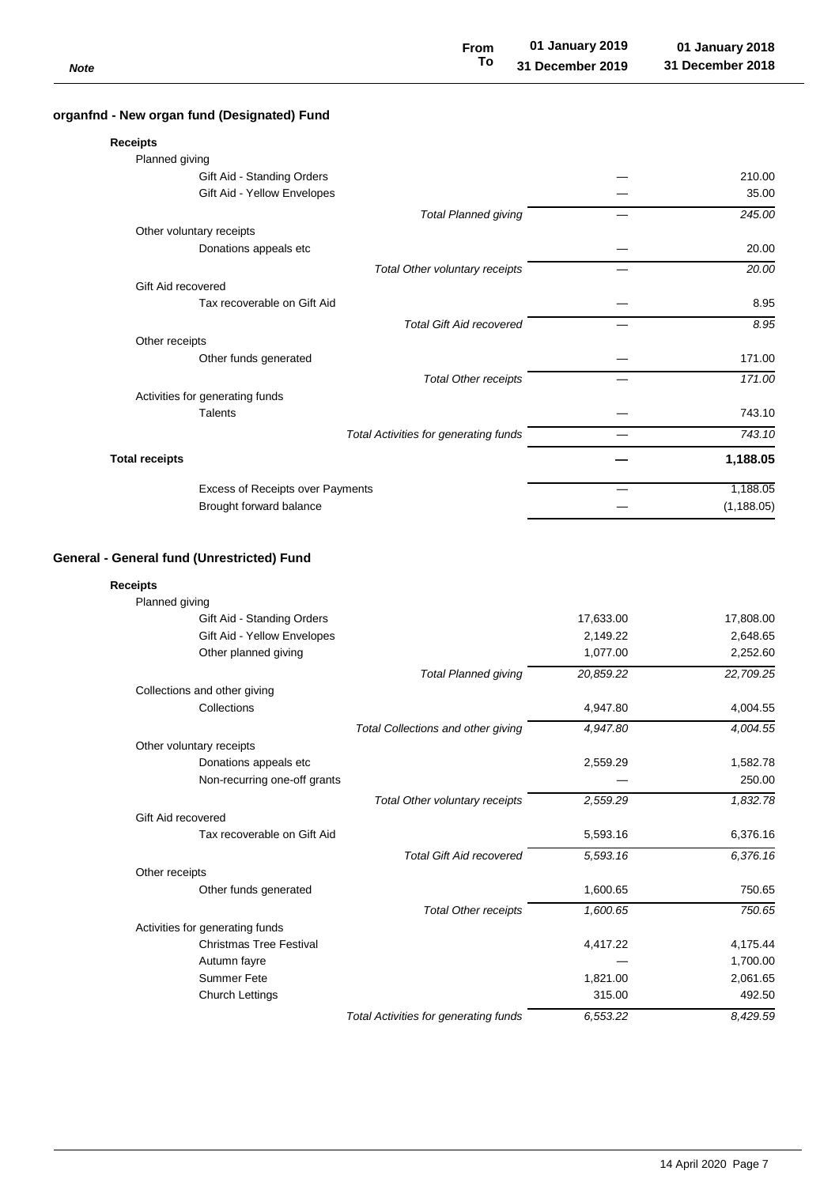| Note | From To | 01 January 2019 31 December 2019 | 01 January 2018 31 December 2018 |
|---|---|---|---|

## organfnd - New organ fund (Designated) Fund

| | | 2019 | 2018 |
|---|---|---|---|
| **Receipts** | | | |
| Planned giving | | | |
| Gift Aid - Standing Orders | | — | 210.00 |
| Gift Aid - Yellow Envelopes | | — | 35.00 |
| | *Total Planned giving* | — | *245.00* |
| Other voluntary receipts | | | |
| Donations appeals etc | | — | 20.00 |
| | *Total Other voluntary receipts* | — | *20.00* |
| Gift Aid recovered | | | |
| Tax recoverable on Gift Aid | | — | 8.95 |
| | *Total Gift Aid recovered* | — | *8.95* |
| Other receipts | | | |
| Other funds generated | | — | 171.00 |
| | *Total Other receipts* | — | *171.00* |
| Activities for generating funds | | | |
| Talents | | — | 743.10 |
| | *Total Activities for generating funds* | — | *743.10* |
| **Total receipts** | | **—** | **1,188.05** |
| Excess of Receipts over Payments | | — | 1,188.05 |
| Brought forward balance | | — | (1,188.05) |

## General - General fund (Unrestricted) Fund

| | | 2019 | 2018 |
|---|---|---|---|
| **Receipts** | | | |
| Planned giving | | | |
| Gift Aid - Standing Orders | | 17,633.00 | 17,808.00 |
| Gift Aid - Yellow Envelopes | | 2,149.22 | 2,648.65 |
| Other planned giving | | 1,077.00 | 2,252.60 |
| | *Total Planned giving* | *20,859.22* | *22,709.25* |
| Collections and other giving | | | |
| Collections | | 4,947.80 | 4,004.55 |
| | *Total Collections and other giving* | *4,947.80* | *4,004.55* |
| Other voluntary receipts | | | |
| Donations appeals etc | | 2,559.29 | 1,582.78 |
| Non-recurring one-off grants | | — | 250.00 |
| | *Total Other voluntary receipts* | *2,559.29* | *1,832.78* |
| Gift Aid recovered | | | |
| Tax recoverable on Gift Aid | | 5,593.16 | 6,376.16 |
| | *Total Gift Aid recovered* | *5,593.16* | *6,376.16* |
| Other receipts | | | |
| Other funds generated | | 1,600.65 | 750.65 |
| | *Total Other receipts* | *1,600.65* | *750.65* |
| Activities for generating funds | | | |
| Christmas Tree Festival | | 4,417.22 | 4,175.44 |
| Autumn fayre | | — | 1,700.00 |
| Summer Fete | | 1,821.00 | 2,061.65 |
| Church Lettings | | 315.00 | 492.50 |
| | *Total Activities for generating funds* | *6,553.22* | *8,429.59* |

14 April 2020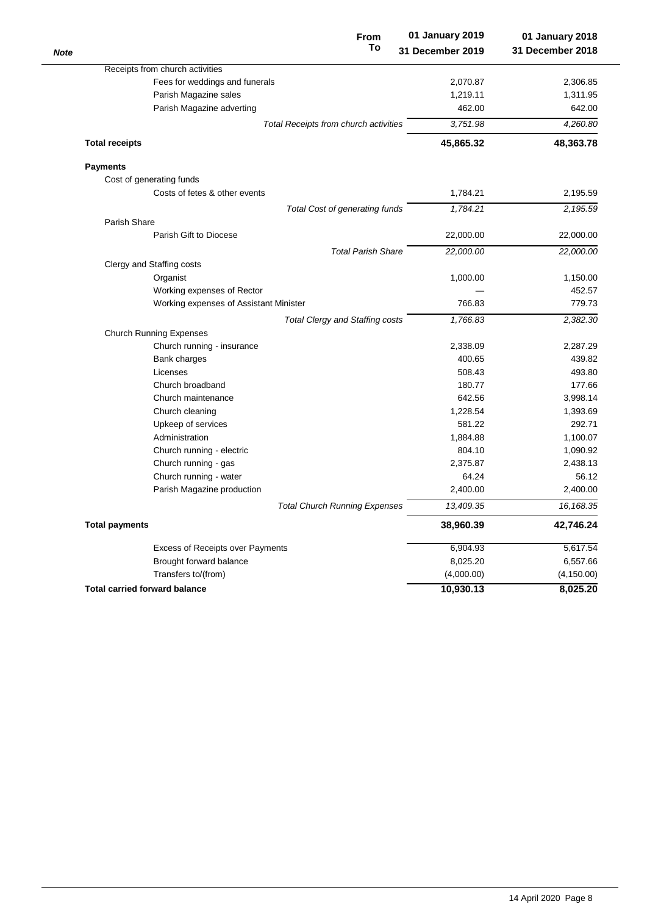| Note | From / To | 01 January 2019 / 31 December 2019 | 01 January 2018 / 31 December 2018 |
|---|---|---|---|
| | Receipts from church activities | | |
| | Fees for weddings and funerals | 2,070.87 | 2,306.85 |
| | Parish Magazine sales | 1,219.11 | 1,311.95 |
| | Parish Magazine adverting | 462.00 | 642.00 |
| | *Total Receipts from church activities* | *3,751.98* | *4,260.80* |
| | **Total receipts** | **45,865.32** | **48,363.78** |
| | **Payments** | | |
| | Cost of generating funds | | |
| | Costs of fetes & other events | 1,784.21 | 2,195.59 |
| | *Total Cost of generating funds* | *1,784.21* | *2,195.59* |
| | Parish Share | | |
| | Parish Gift to Diocese | 22,000.00 | 22,000.00 |
| | *Total Parish Share* | *22,000.00* | *22,000.00* |
| | Clergy and Staffing costs | | |
| | Organist | 1,000.00 | 1,150.00 |
| | Working expenses of Rector | — | 452.57 |
| | Working expenses of Assistant Minister | 766.83 | 779.73 |
| | *Total Clergy and Staffing costs* | *1,766.83* | *2,382.30* |
| | Church Running Expenses | | |
| | Church running - insurance | 2,338.09 | 2,287.29 |
| | Bank charges | 400.65 | 439.82 |
| | Licenses | 508.43 | 493.80 |
| | Church broadband | 180.77 | 177.66 |
| | Church maintenance | 642.56 | 3,998.14 |
| | Church cleaning | 1,228.54 | 1,393.69 |
| | Upkeep of services | 581.22 | 292.71 |
| | Administration | 1,884.88 | 1,100.07 |
| | Church running - electric | 804.10 | 1,090.92 |
| | Church running - gas | 2,375.87 | 2,438.13 |
| | Church running - water | 64.24 | 56.12 |
| | Parish Magazine production | 2,400.00 | 2,400.00 |
| | *Total Church Running Expenses* | *13,409.35* | *16,168.35* |
| | **Total payments** | **38,960.39** | **42,746.24** |
| | Excess of Receipts over Payments | 6,904.93 | 5,617.54 |
| | Brought forward balance | 8,025.20 | 6,557.66 |
| | Transfers to/(from) | (4,000.00) | (4,150.00) |
| | **Total carried forward balance** | **10,930.13** | **8,025.20** |

14 April 2020